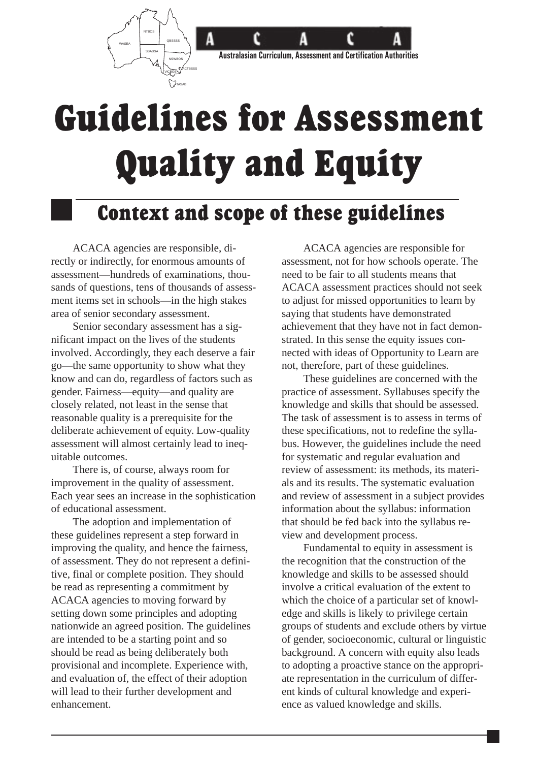ACACA

Australasian Curriculum, Assessment and Certification Authorities

# Guidelines for Assessment Quality and Equity

## Context and scope of these guidelines

ACACA agencies are responsible, directly or indirectly, for enormous amounts of assessment—hundreds of examinations, thousands of questions, tens of thousands of assessment items set in schools—in the high stakes area of senior secondary assessment.

Senior secondary assessment has a significant impact on the lives of the students involved. Accordingly, they each deserve a fair go—the same opportunity to show what they know and can do, regardless of factors such as gender. Fairness—equity—and quality are closely related, not least in the sense that reasonable quality is a prerequisite for the deliberate achievement of equity. Low-quality assessment will almost certainly lead to inequitable outcomes.

There is, of course, always room for improvement in the quality of assessment. Each year sees an increase in the sophistication of educational assessment.

The adoption and implementation of these guidelines represent a step forward in improving the quality, and hence the fairness, of assessment. They do not represent a definitive, final or complete position. They should be read as representing a commitment by ACACA agencies to moving forward by setting down some principles and adopting nationwide an agreed position. The guidelines are intended to be a starting point and so should be read as being deliberately both provisional and incomplete. Experience with, and evaluation of, the effect of their adoption will lead to their further development and enhancement.

ACACA agencies are responsible for assessment, not for how schools operate. The need to be fair to all students means that ACACA assessment practices should not seek to adjust for missed opportunities to learn by saying that students have demonstrated achievement that they have not in fact demonstrated. In this sense the equity issues connected with ideas of Opportunity to Learn are not, therefore, part of these guidelines.

These guidelines are concerned with the practice of assessment. Syllabuses specify the knowledge and skills that should be assessed. The task of assessment is to assess in terms of these specifications, not to redefine the syllabus. However, the guidelines include the need for systematic and regular evaluation and review of assessment: its methods, its materials and its results. The systematic evaluation and review of assessment in a subject provides information about the syllabus: information that should be fed back into the syllabus review and development process.

Fundamental to equity in assessment is the recognition that the construction of the knowledge and skills to be assessed should involve a critical evaluation of the extent to which the choice of a particular set of knowledge and skills is likely to privilege certain groups of students and exclude others by virtue of gender, socioeconomic, cultural or linguistic background. A concern with equity also leads to adopting a proactive stance on the appropriate representation in the curriculum of different kinds of cultural knowledge and experience as valued knowledge and skills.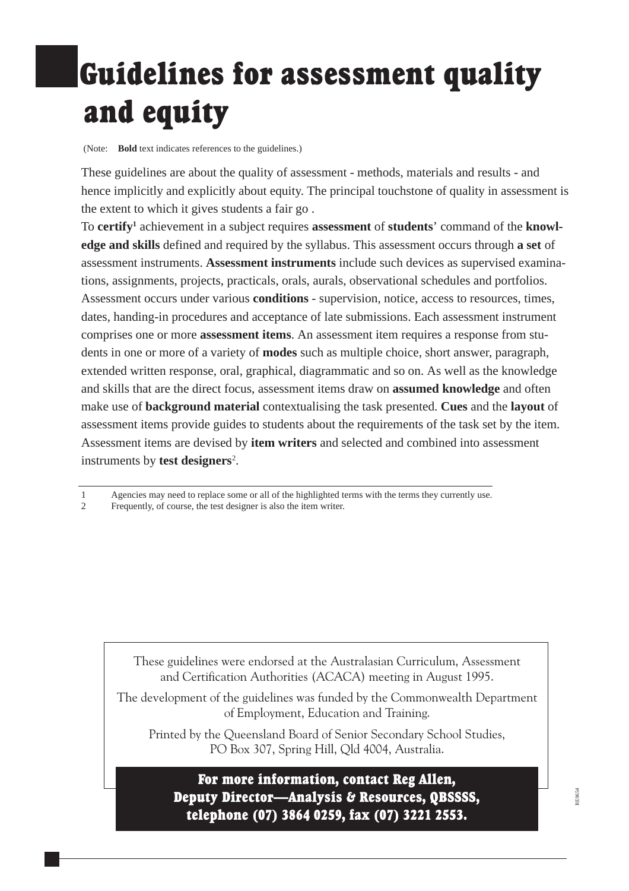# Guidelines for assessment quality and equity

(Note: **Bold** text indicates references to the guidelines.)

These guidelines are about the quality of assessment - methods, materials and results - and hence implicitly and explicitly about equity. The principal touchstone of quality in assessment is the extent to which it gives students a fair go .

To **certify**[1] achievement in a subject requires **assessment** of **students**' command of the **knowledge and skills** defined and required by the syllabus. This assessment occurs through **a set** of assessment instruments. **Assessment instruments** include such devices as supervised examinations, assignments, projects, practicals, orals, aurals, observational schedules and portfolios. Assessment occurs under various **conditions** - supervision, notice, access to resources, times, dates, handing-in procedures and acceptance of late submissions. Each assessment instrument comprises one or more **assessment items**. An assessment item requires a response from students in one or more of a variety of **modes** such as multiple choice, short answer, paragraph, extended written response, oral, graphical, diagrammatic and so on. As well as the knowledge and skills that are the direct focus, assessment items draw on **assumed knowledge** and often make use of **background material** contextualising the task presented. **Cues** and the **layout** of assessment items provide guides to students about the requirements of the task set by the item. Assessment items are devised by **item writers** and selected and combined into assessment instruments by **test designers**[2].

---

1 Agencies may need to replace some or all of the highlighted terms with the terms they currently use.

2 Frequently, of course, the test designer is also the item writer.

These guidelines were endorsed at the Australasian Curriculum, Assessment and Certification Authorities (ACACA) meeting in August 1995.

The development of the guidelines was funded by the Commonwealth Department of Employment, Education and Training.

Printed by the Queensland Board of Senior Secondary School Studies, PO Box 307, Spring Hill, Qld 4004, Australia.

**For more information, contact Reg Allen, Deputy Director—Analysis & Resources, QBSSSS, telephone (07) 3864 0259, fax (07) 3221 2553.**

RE0654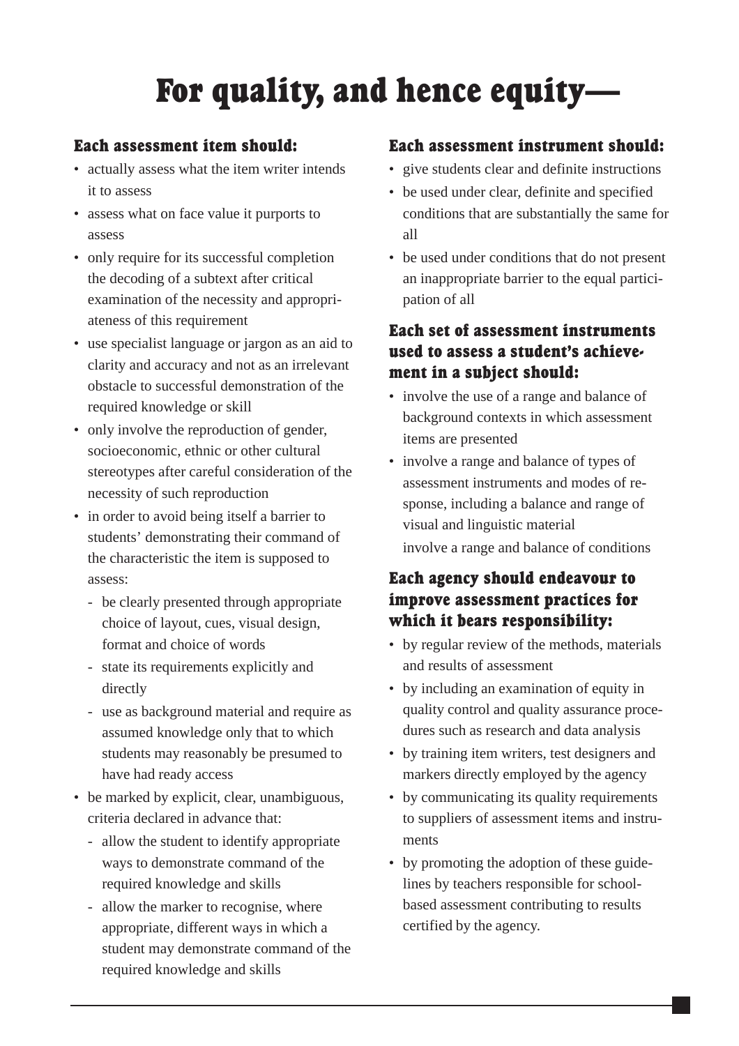# For quality, and hence equity—

### Each assessment item should:

- actually assess what the item writer intends it to assess
- assess what on face value it purports to assess
- only require for its successful completion the decoding of a subtext after critical examination of the necessity and appropriateness of this requirement
- use specialist language or jargon as an aid to clarity and accuracy and not as an irrelevant obstacle to successful demonstration of the required knowledge or skill
- only involve the reproduction of gender, socioeconomic, ethnic or other cultural stereotypes after careful consideration of the necessity of such reproduction
- in order to avoid being itself a barrier to students' demonstrating their command of the characteristic the item is supposed to assess:
  - be clearly presented through appropriate choice of layout, cues, visual design, format and choice of words
  - state its requirements explicitly and directly
  - use as background material and require as assumed knowledge only that to which students may reasonably be presumed to have had ready access
- be marked by explicit, clear, unambiguous, criteria declared in advance that:
  - allow the student to identify appropriate ways to demonstrate command of the required knowledge and skills
  - allow the marker to recognise, where appropriate, different ways in which a student may demonstrate command of the required knowledge and skills

### Each assessment instrument should:

- give students clear and definite instructions
- be used under clear, definite and specified conditions that are substantially the same for all
- be used under conditions that do not present an inappropriate barrier to the equal participation of all

### Each set of assessment instruments used to assess a student's achievement in a subject should:

- involve the use of a range and balance of background contexts in which assessment items are presented
- involve a range and balance of types of assessment instruments and modes of response, including a balance and range of visual and linguistic material

  involve a range and balance of conditions

### Each agency should endeavour to improve assessment practices for which it bears responsibility:

- by regular review of the methods, materials and results of assessment
- by including an examination of equity in quality control and quality assurance procedures such as research and data analysis
- by training item writers, test designers and markers directly employed by the agency
- by communicating its quality requirements to suppliers of assessment items and instruments
- by promoting the adoption of these guidelines by teachers responsible for school-based assessment contributing to results certified by the agency.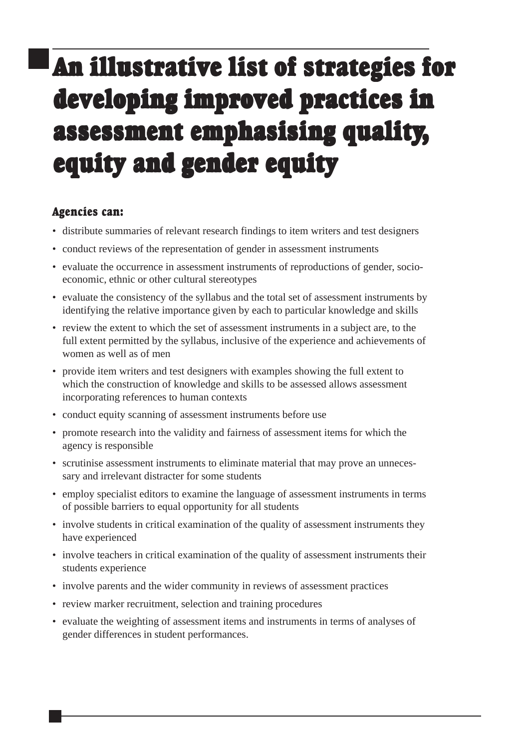# An illustrative list of strategies for developing improved practices in assessment emphasising quality, equity and gender equity

### Agencies can:

- distribute summaries of relevant research findings to item writers and test designers
- conduct reviews of the representation of gender in assessment instruments
- evaluate the occurrence in assessment instruments of reproductions of gender, socio-economic, ethnic or other cultural stereotypes
- evaluate the consistency of the syllabus and the total set of assessment instruments by identifying the relative importance given by each to particular knowledge and skills
- review the extent to which the set of assessment instruments in a subject are, to the full extent permitted by the syllabus, inclusive of the experience and achievements of women as well as of men
- provide item writers and test designers with examples showing the full extent to which the construction of knowledge and skills to be assessed allows assessment incorporating references to human contexts
- conduct equity scanning of assessment instruments before use
- promote research into the validity and fairness of assessment items for which the agency is responsible
- scrutinise assessment instruments to eliminate material that may prove an unnecessary and irrelevant distracter for some students
- employ specialist editors to examine the language of assessment instruments in terms of possible barriers to equal opportunity for all students
- involve students in critical examination of the quality of assessment instruments they have experienced
- involve teachers in critical examination of the quality of assessment instruments their students experience
- involve parents and the wider community in reviews of assessment practices
- review marker recruitment, selection and training procedures
- evaluate the weighting of assessment items and instruments in terms of analyses of gender differences in student performances.